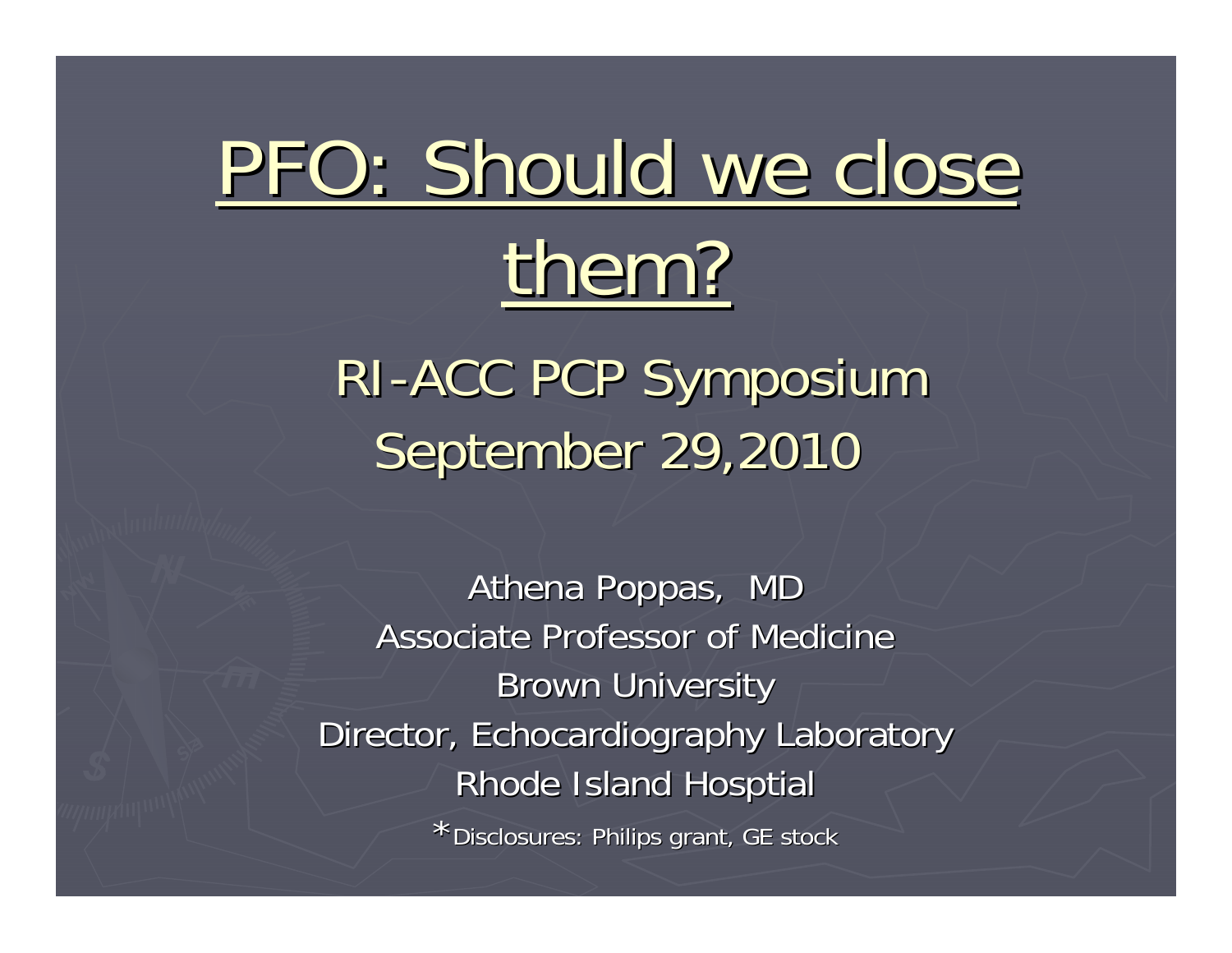# PFO: Should we close them?

## RI-ACC PCP Symposium
## September 29,2010

Athena Poppas, MD

Associate Professor of Medicine

Brown University

Director, Echocardiography Laboratory

Rhode Island Hosptial

*Disclosures: Philips grant, GE stock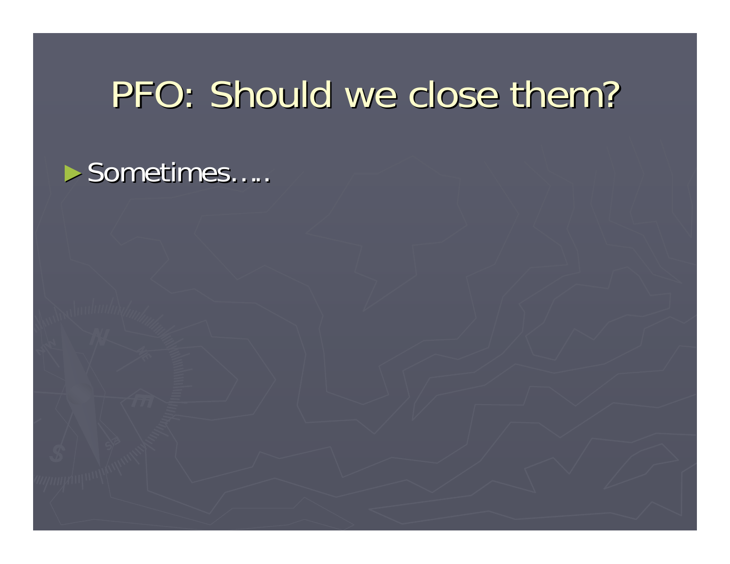# PFO: Should we close them?

- Sometimes…..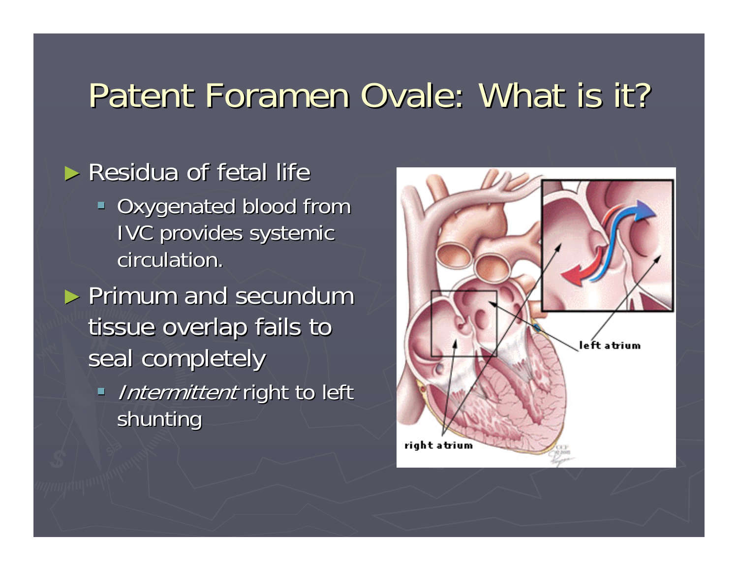# Patent Foramen Ovale: What is it?

- Residua of fetal life
  - Oxygenated blood from IVC provides systemic circulation.
- Primum and secundum tissue overlap fails to seal completely
  - *Intermittent* right to left shunting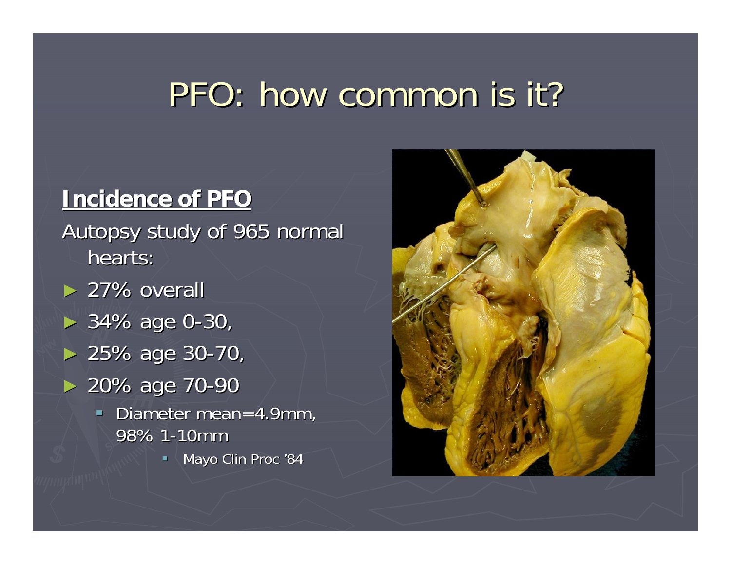# PFO: how common is it?

**Incidence of PFO**

Autopsy study of 965 normal hearts:

- 27% overall
- 34% age 0-30,
- 25% age 30-70,
- 20% age 70-90
  - Diameter mean=4.9mm, 98% 1-10mm
    - Mayo Clin Proc '84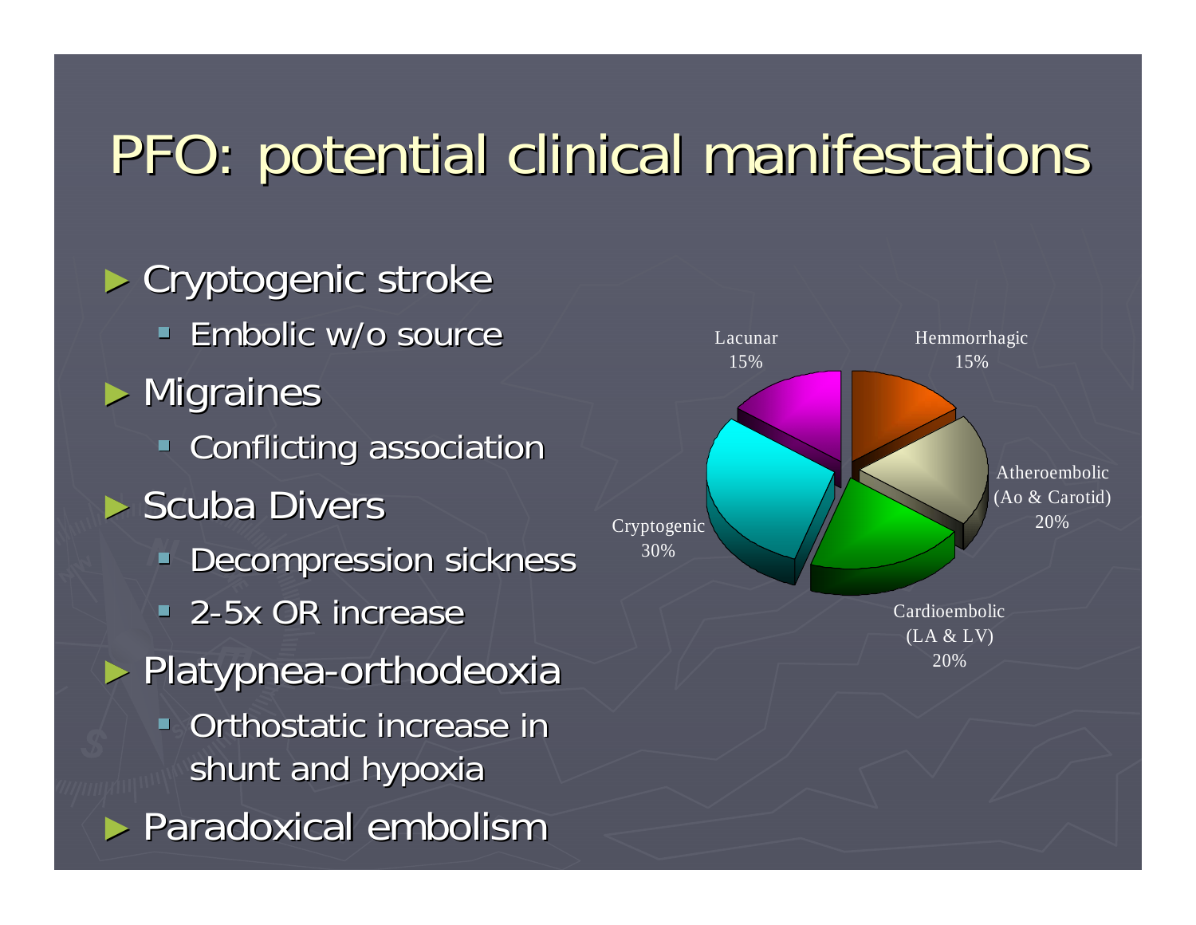# PFO: potential clinical manifestations

- Cryptogenic stroke
  - Embolic w/o source
- Migraines
  - Conflicting association
- Scuba Divers
  - Decompression sickness
  - 2-5x OR increase
- Platypnea-orthodeoxia
  - Orthostatic increase in shunt and hypoxia
- Paradoxical embolism

| Stroke type | Percentage |
| --- | --- |
| Lacunar | 15% |
| Hemmorrhagic | 15% |
| Atheroembolic (Ao & Carotid) | 20% |
| Cardioembolic (LA & LV) | 20% |
| Cryptogenic | 30% |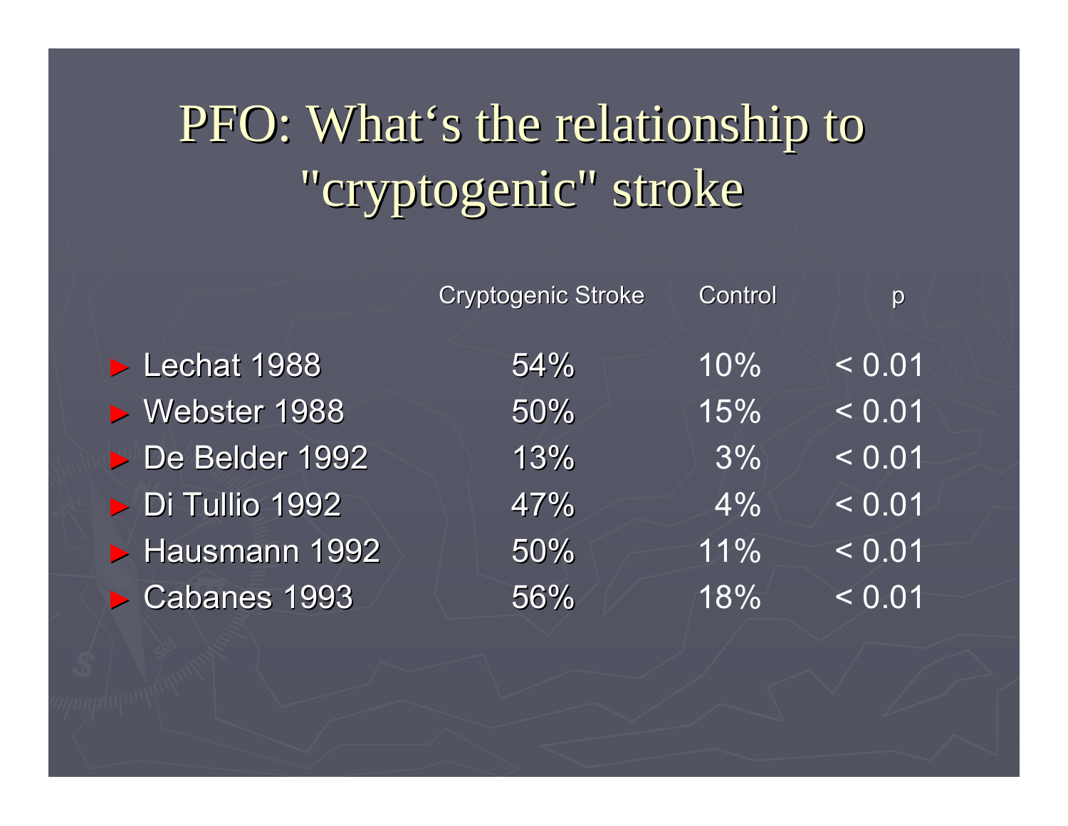# PFO: What's the relationship to "cryptogenic" stroke

| | Cryptogenic Stroke | Control | p |
|---|---|---|---|
| Lechat 1988 | 54% | 10% | < 0.01 |
| Webster 1988 | 50% | 15% | < 0.01 |
| De Belder 1992 | 13% | 3% | < 0.01 |
| Di Tullio 1992 | 47% | 4% | < 0.01 |
| Hausmann 1992 | 50% | 11% | < 0.01 |
| Cabanes 1993 | 56% | 18% | < 0.01 |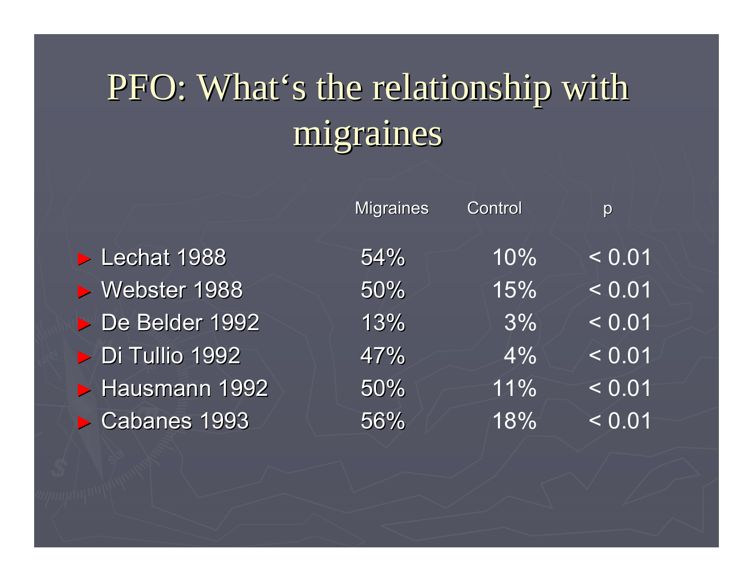# PFO: What's the relationship with migraines

| | Migraines | Control | p |
|---|---|---|---|
| Lechat 1988 | 54% | 10% | < 0.01 |
| Webster 1988 | 50% | 15% | < 0.01 |
| De Belder 1992 | 13% | 3% | < 0.01 |
| Di Tullio 1992 | 47% | 4% | < 0.01 |
| Hausmann 1992 | 50% | 11% | < 0.01 |
| Cabanes 1993 | 56% | 18% | < 0.01 |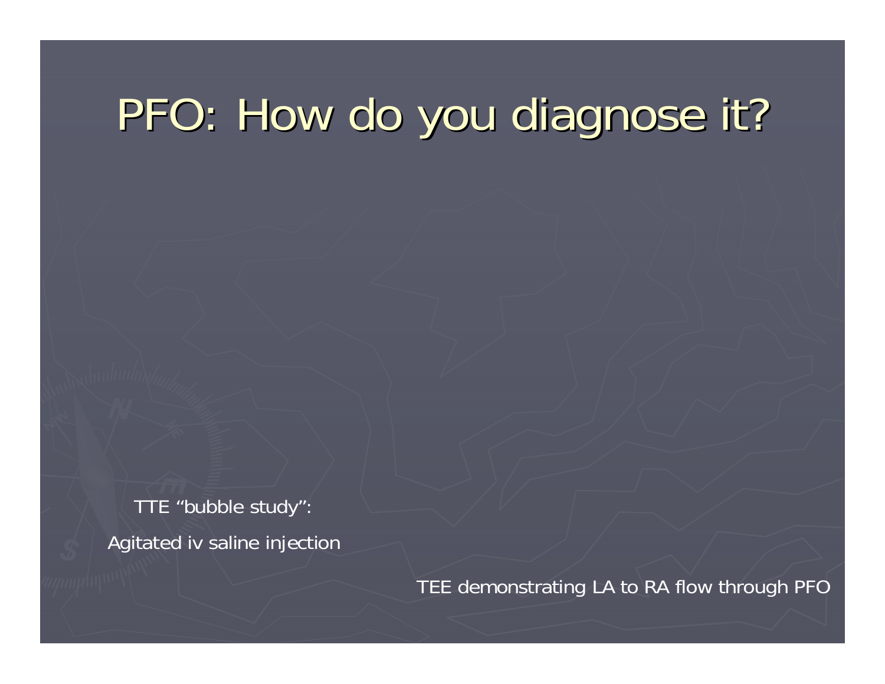# PFO: How do you diagnose it?

TTE "bubble study":

Agitated iv saline injection

TEE demonstrating LA to RA flow through PFO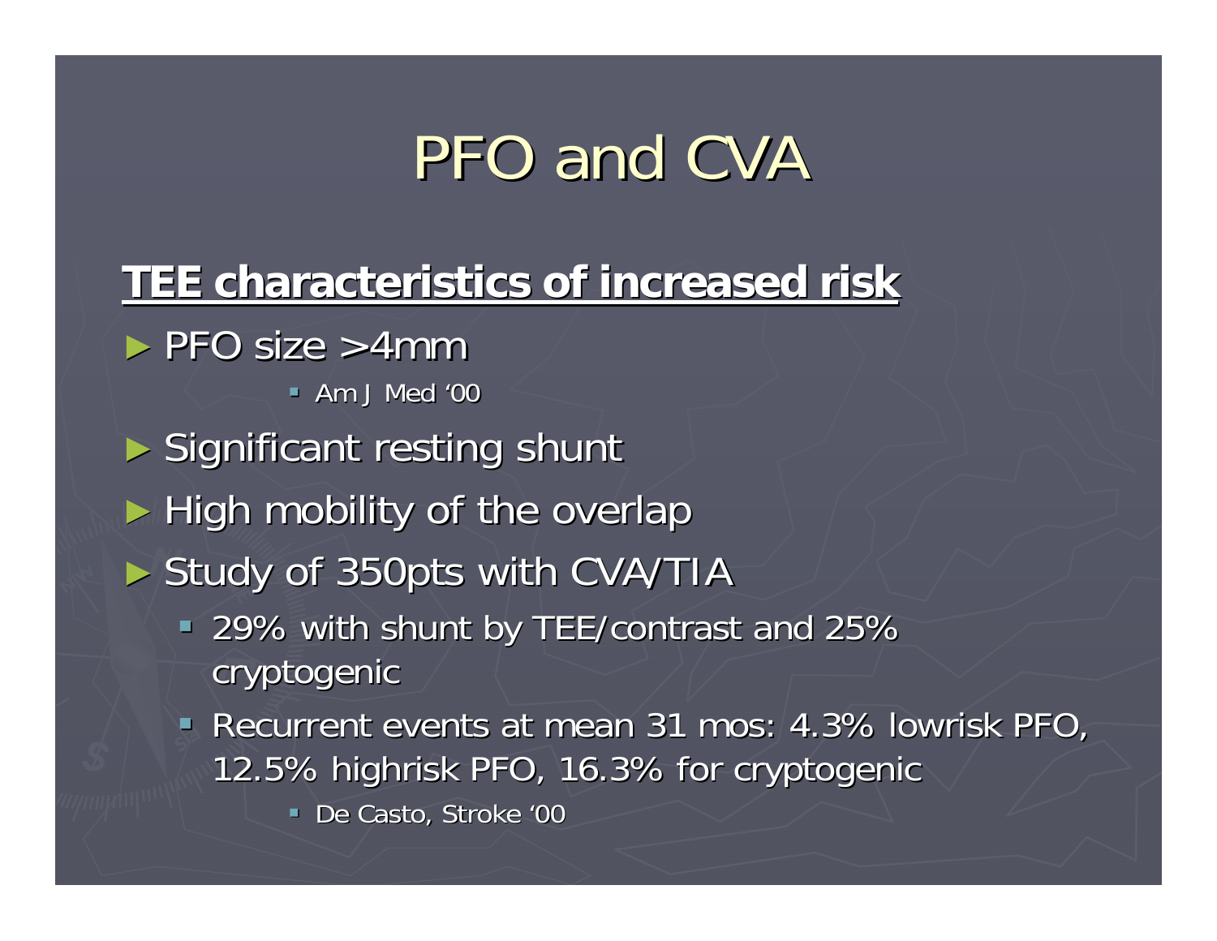# PFO and CVA

**TEE characteristics of increased risk**

- PFO size >4mm
  - Am J Med '00
- Significant resting shunt
- High mobility of the overlap
- Study of 350pts with CVA/TIA
  - 29% with shunt by TEE/contrast and 25% cryptogenic
  - Recurrent events at mean 31 mos: 4.3% lowrisk PFO, 12.5% highrisk PFO, 16.3% for cryptogenic
    - De Casto, Stroke '00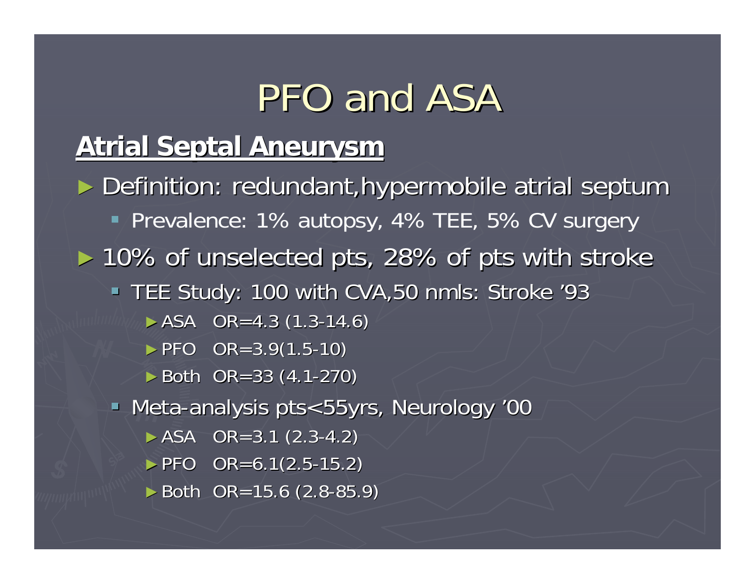# PFO and ASA

**Atrial Septal Aneurysm**

- Definition: redundant,hypermobile atrial septum
  - Prevalence: 1% autopsy, 4% TEE, 5% CV surgery
- 10% of unselected pts, 28% of pts with stroke
  - TEE Study: 100 with CVA,50 nmls: Stroke '93
    - ASA OR=4.3 (1.3-14.6)
    - PFO OR=3.9(1.5-10)
    - Both OR=33 (4.1-270)
  - Meta-analysis pts<55yrs, Neurology '00
    - ASA OR=3.1 (2.3-4.2)
    - PFO OR=6.1(2.5-15.2)
    - Both OR=15.6 (2.8-85.9)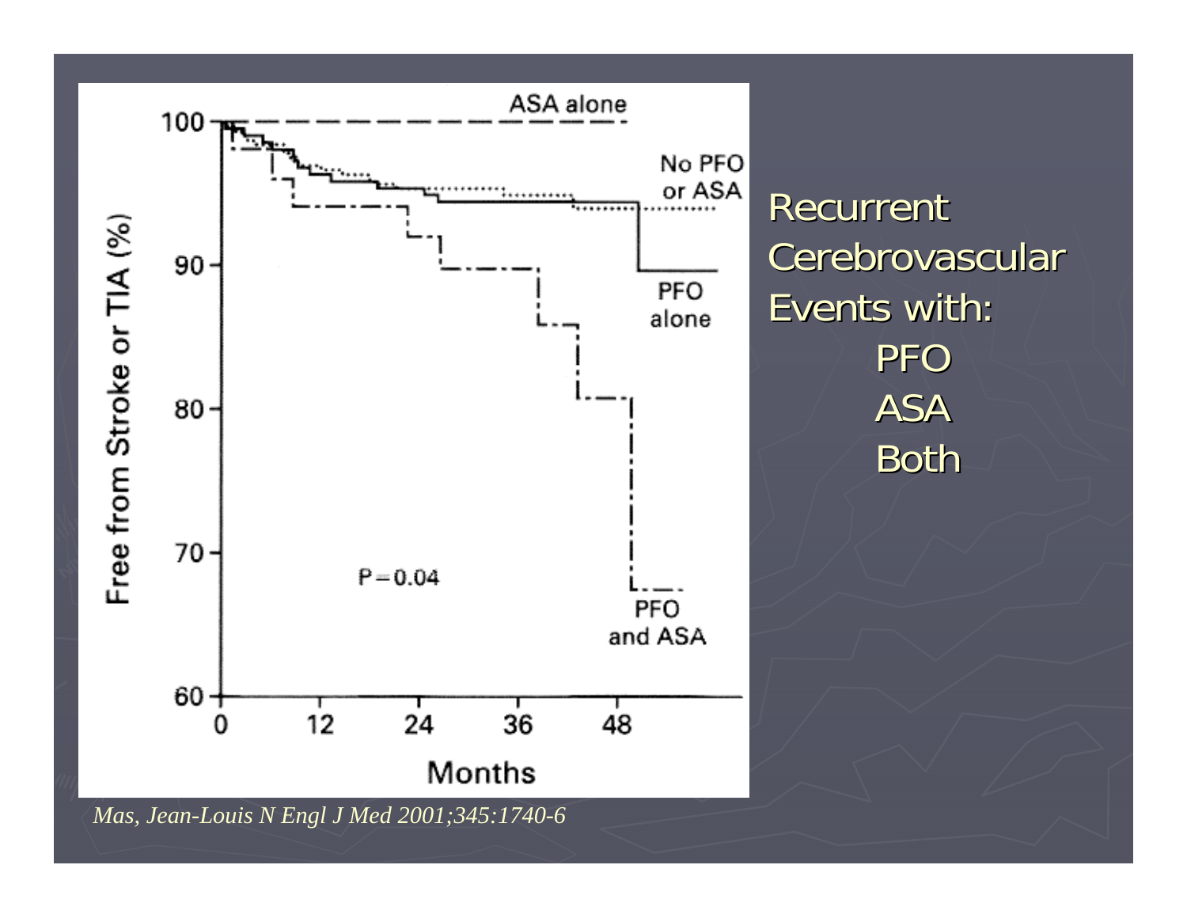Recurrent Cerebrovascular Events with:

- PFO
- ASA
- Both

ASA alone

No PFO or ASA

PFO alone

PFO and ASA

$P = 0.04$

Free from Stroke or TIA (%)

Months

*Mas, Jean-Louis N Engl J Med 2001;345:1740-6*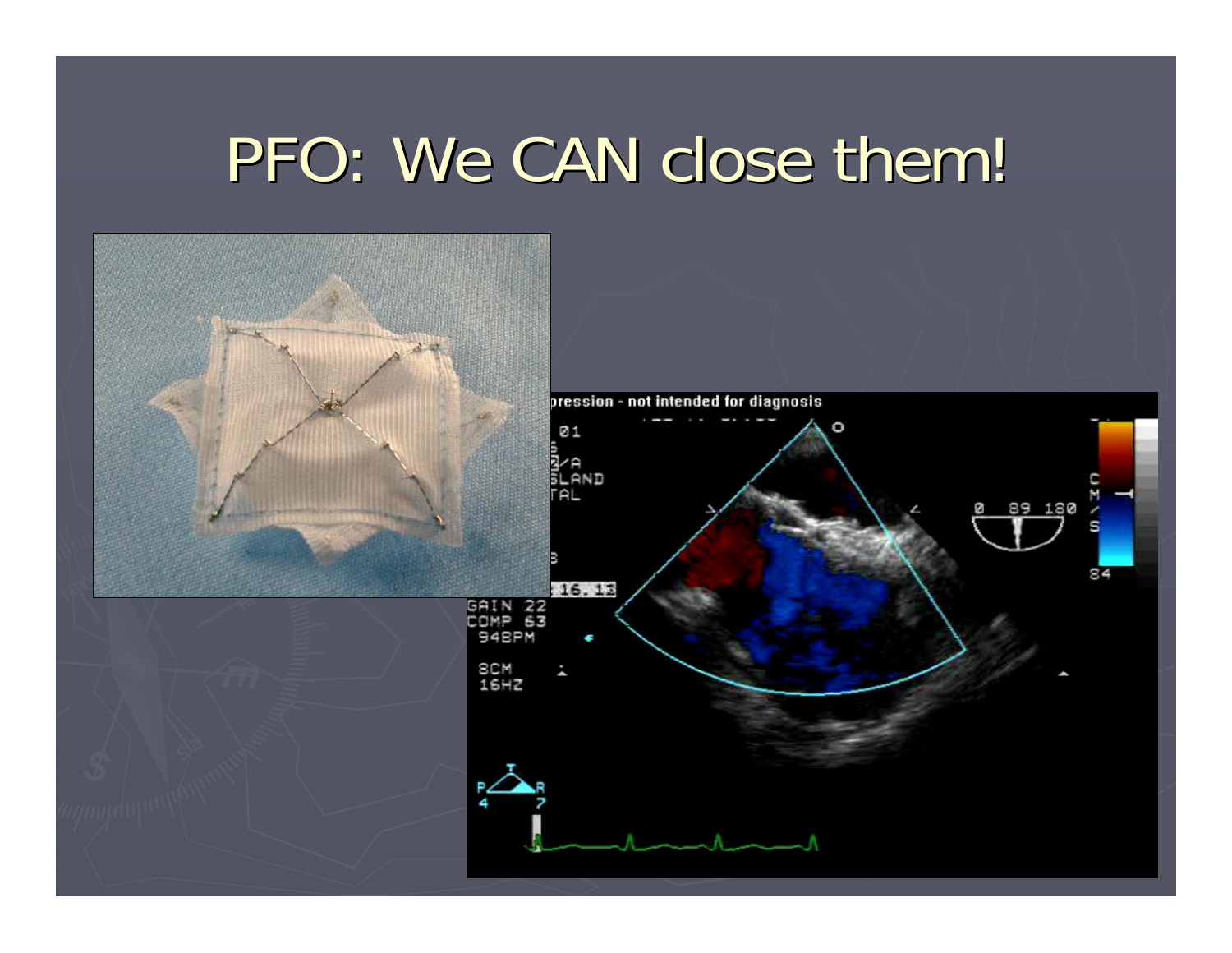# PFO: We CAN close them!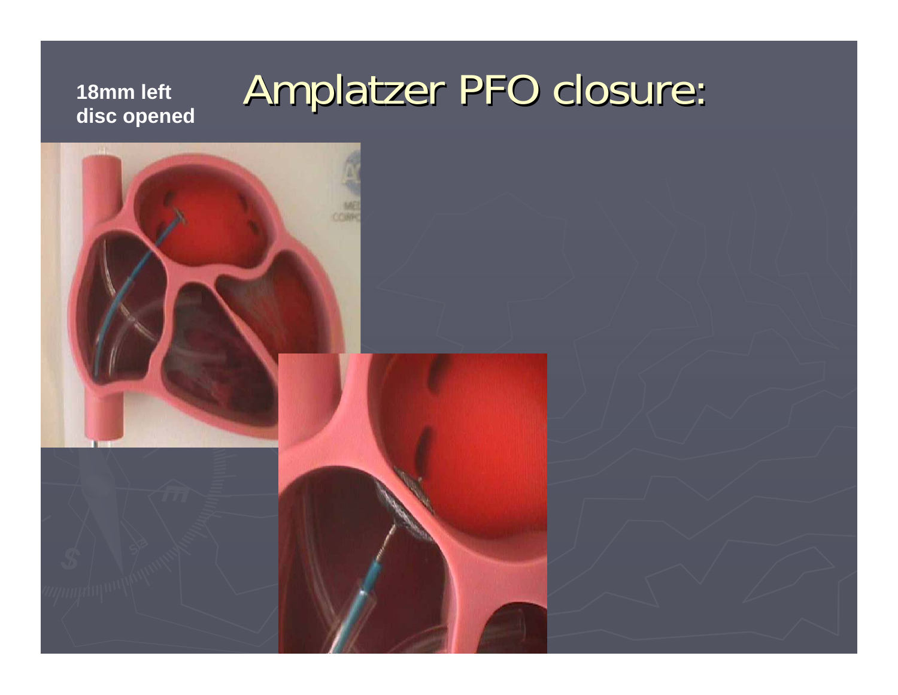# Amplatzer PFO closure:

**18mm left disc opened**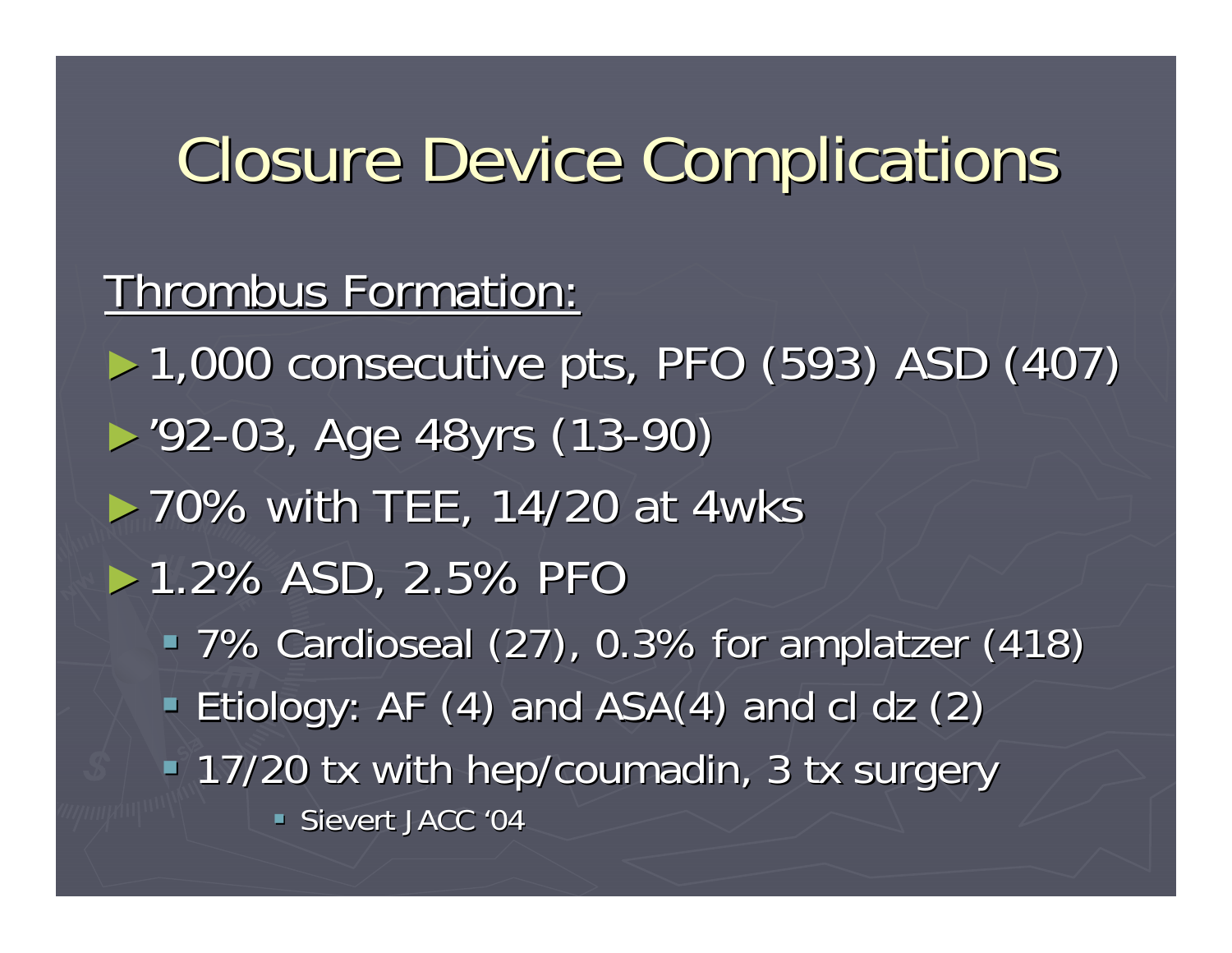# Closure Device Complications

<u>Thrombus Formation:</u>

- 1,000 consecutive pts, PFO (593) ASD (407)
- '92-03, Age 48yrs (13-90)
- 70% with TEE, 14/20 at 4wks
- 1.2% ASD, 2.5% PFO
  - 7% Cardioseal (27), 0.3% for amplatzer (418)
  - Etiology: AF (4) and ASA(4) and cl dz (2)
  - 17/20 tx with hep/coumadin, 3 tx surgery
    - Sievert JACC '04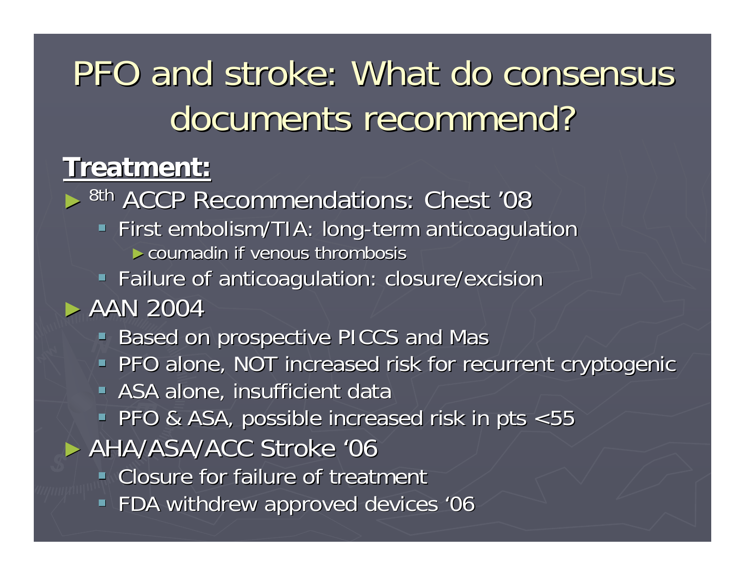# PFO and stroke: What do consensus documents recommend?

**Treatment:**

- 8th ACCP Recommendations: Chest '08
  - First embolism/TIA: long-term anticoagulation
    - coumadin if venous thrombosis
  - Failure of anticoagulation: closure/excision
- AAN 2004
  - Based on prospective PICCS and Mas
  - PFO alone, NOT increased risk for recurrent cryptogenic
  - ASA alone, insufficient data
  - PFO & ASA, possible increased risk in pts <55
- AHA/ASA/ACC Stroke '06
  - Closure for failure of treatment
  - FDA withdrew approved devices '06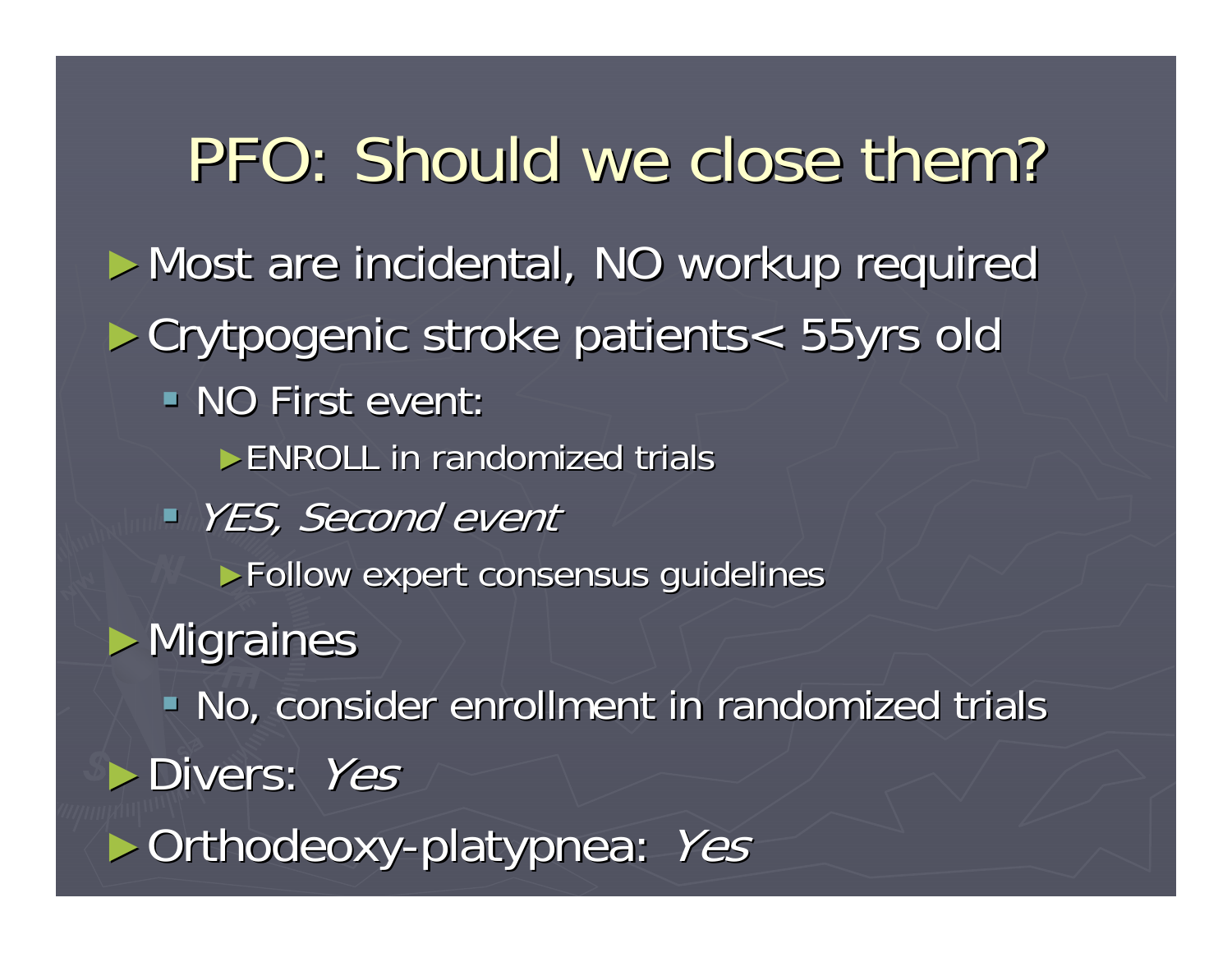# PFO: Should we close them?

- Most are incidental, NO workup required
- Crytpogenic stroke patients< 55yrs old
  - NO First event:
    - ENROLL in randomized trials
  - *YES, Second event*
    - Follow expert consensus guidelines
- Migraines
  - No, consider enrollment in randomized trials
- Divers: *Yes*
- Orthodeoxy-platypnea: *Yes*